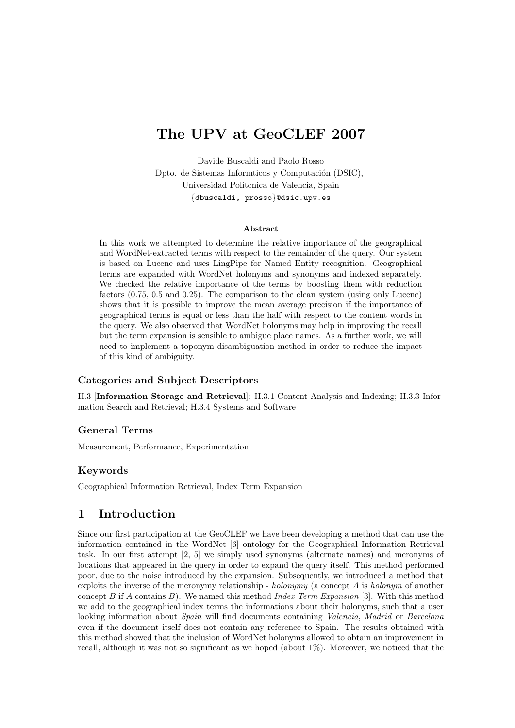# The UPV at GeoCLEF 2007

Davide Buscaldi and Paolo Rosso

Dpto. de Sistemas Informticos y Computación (DSIC),

Universidad Politcnica de Valencia, Spain

{dbuscaldi, prosso}@dsic.upv.es

### Abstract

In this work we attempted to determine the relative importance of the geographical and WordNet-extracted terms with respect to the remainder of the query. Our system is based on Lucene and uses LingPipe for Named Entity recognition. Geographical terms are expanded with WordNet holonyms and synonyms and indexed separately. We checked the relative importance of the terms by boosting them with reduction factors (0.75, 0.5 and 0.25). The comparison to the clean system (using only Lucene) shows that it is possible to improve the mean average precision if the importance of geographical terms is equal or less than the half with respect to the content words in the query. We also observed that WordNet holonyms may help in improving the recall but the term expansion is sensible to ambigue place names. As a further work, we will need to implement a toponym disambiguation method in order to reduce the impact of this kind of ambiguity.

### Categories and Subject Descriptors

H.3 [**Information Storage and Retrieval**]: H.3.1 Content Analysis and Indexing; H.3.3 Information Search and Retrieval; H.3.4 Systems and Software

### General Terms

Measurement, Performance, Experimentation

### Keywords

Geographical Information Retrieval, Index Term Expansion

## 1 Introduction

Since our first participation at the GeoCLEF we have been developing a method that can use the information contained in the WordNet [6] ontology for the Geographical Information Retrieval task. In our first attempt [2, 5] we simply used synonyms (alternate names) and meronyms of locations that appeared in the query in order to expand the query itself. This method performed poor, due to the noise introduced by the expansion. Subsequently, we introduced a method that exploits the inverse of the meronymy relationship - *holonymy* (a concept *A* is *holonym* of another concept *B* if *A* contains *B*). We named this method *Index Term Expansion* [3]. With this method we add to the geographical index terms the informations about their holonyms, such that a user looking information about *Spain* will find documents containing *Valencia*, *Madrid* or *Barcelona* even if the document itself does not contain any reference to Spain. The results obtained with this method showed that the inclusion of WordNet holonyms allowed to obtain an improvement in recall, although it was not so significant as we hoped (about 1%). Moreover, we noticed that the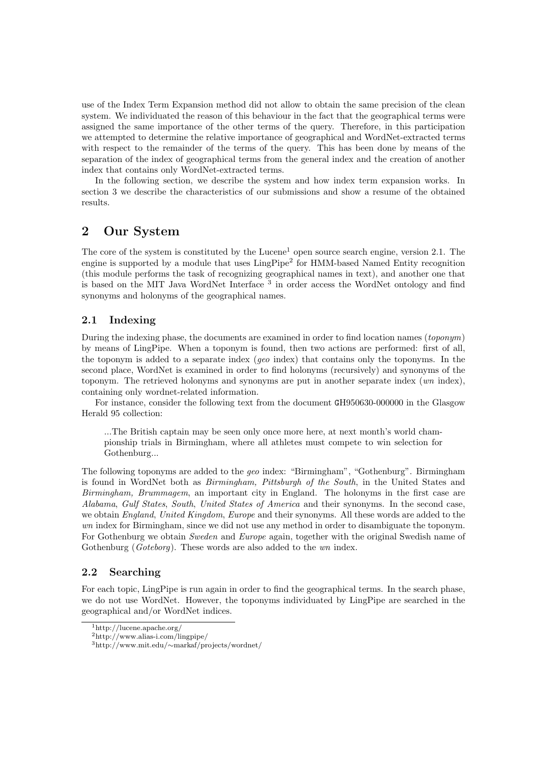use of the Index Term Expansion method did not allow to obtain the same precision of the clean system. We individuated the reason of this behaviour in the fact that the geographical terms were assigned the same importance of the other terms of the query. Therefore, in this participation we attempted to determine the relative importance of geographical and WordNet-extracted terms with respect to the remainder of the terms of the query. This has been done by means of the separation of the index of geographical terms from the general index and the creation of another index that contains only WordNet-extracted terms.

In the following section, we describe the system and how index term expansion works. In section 3 we describe the characteristics of our submissions and show a resume of the obtained results.

## 2 Our System

The core of the system is constituted by the Lucene[1] open source search engine, version 2.1. The engine is supported by a module that uses LingPipe[2] for HMM-based Named Entity recognition (this module performs the task of recognizing geographical names in text), and another one that is based on the MIT Java WordNet Interface [3] in order access the WordNet ontology and find synonyms and holonyms of the geographical names.

### 2.1 Indexing

During the indexing phase, the documents are examined in order to find location names (*toponym*) by means of LingPipe. When a toponym is found, then two actions are performed: first of all, the toponym is added to a separate index (*geo* index) that contains only the toponyms. In the second place, WordNet is examined in order to find holonyms (recursively) and synonyms of the toponym. The retrieved holonyms and synonyms are put in another separate index (*wn* index), containing only wordnet-related information.

For instance, consider the following text from the document GH950630-000000 in the Glasgow Herald 95 collection:

> ...The British captain may be seen only once more here, at next month's world championship trials in Birmingham, where all athletes must compete to win selection for Gothenburg...

The following toponyms are added to the *geo* index: "Birmingham", "Gothenburg". Birmingham is found in WordNet both as *Birmingham, Pittsburgh of the South*, in the United States and *Birmingham, Brummagem*, an important city in England. The holonyms in the first case are *Alabama*, *Gulf States*, *South*, *United States of America* and their synonyms. In the second case, we obtain *England*, *United Kingdom*, *Europe* and their synonyms. All these words are added to the *wn* index for Birmingham, since we did not use any method in order to disambiguate the toponym. For Gothenburg we obtain *Sweden* and *Europe* again, together with the original Swedish name of Gothenburg (*Goteborg*). These words are also added to the *wn* index.

### 2.2 Searching

For each topic, LingPipe is run again in order to find the geographical terms. In the search phase, we do not use WordNet. However, the toponyms individuated by LingPipe are searched in the geographical and/or WordNet indices.

[1] http://lucene.apache.org/

[2] http://www.alias-i.com/lingpipe/

[3] http://www.mit.edu/∼markaf/projects/wordnet/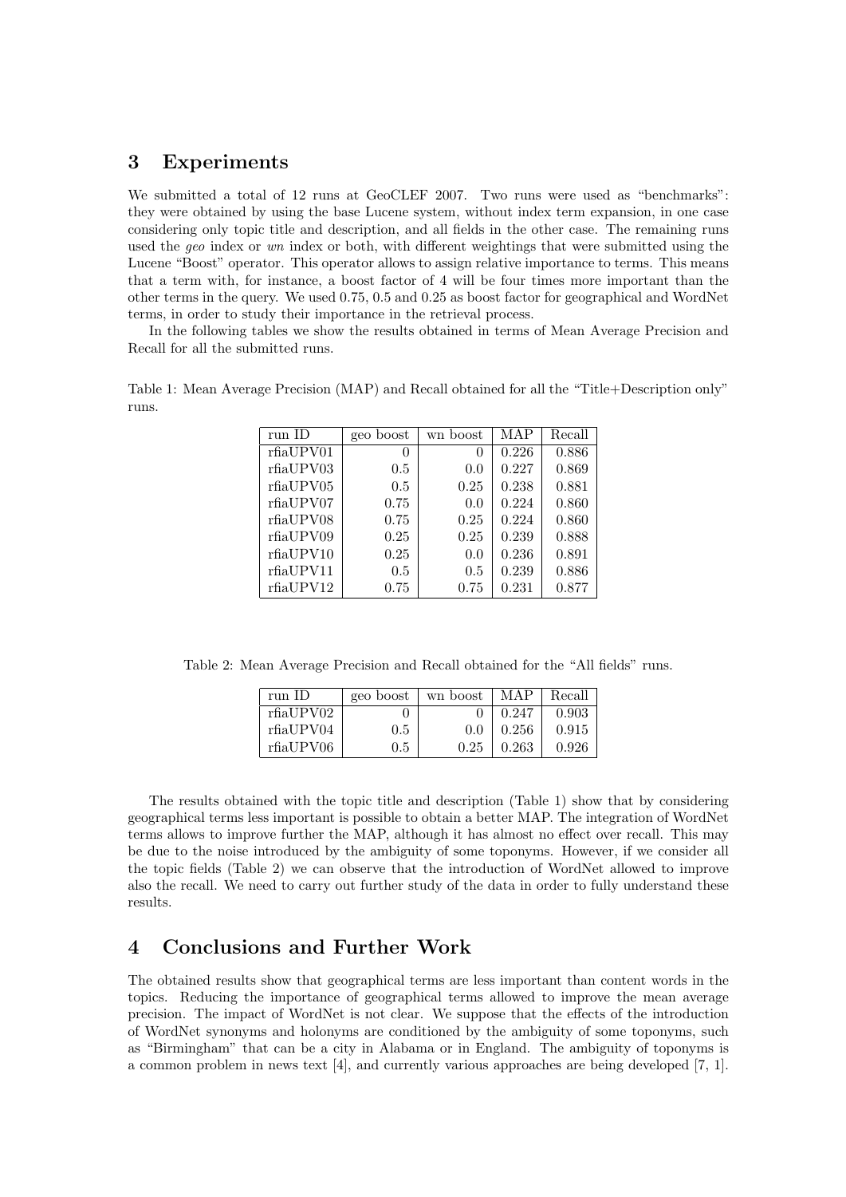## 3 Experiments

We submitted a total of 12 runs at GeoCLEF 2007. Two runs were used as "benchmarks": they were obtained by using the base Lucene system, without index term expansion, in one case considering only topic title and description, and all fields in the other case. The remaining runs used the *geo* index or *wn* index or both, with different weightings that were submitted using the Lucene "Boost" operator. This operator allows to assign relative importance to terms. This means that a term with, for instance, a boost factor of 4 will be four times more important than the other terms in the query. We used 0.75, 0.5 and 0.25 as boost factor for geographical and WordNet terms, in order to study their importance in the retrieval process.

In the following tables we show the results obtained in terms of Mean Average Precision and Recall for all the submitted runs.

Table 1: Mean Average Precision (MAP) and Recall obtained for all the "Title+Description only" runs.

| run ID | geo boost | wn boost | MAP | Recall |
|---|---|---|---|---|
| rfiaUPV01 | 0 | 0 | 0.226 | 0.886 |
| rfiaUPV03 | 0.5 | 0.0 | 0.227 | 0.869 |
| rfiaUPV05 | 0.5 | 0.25 | 0.238 | 0.881 |
| rfiaUPV07 | 0.75 | 0.0 | 0.224 | 0.860 |
| rfiaUPV08 | 0.75 | 0.25 | 0.224 | 0.860 |
| rfiaUPV09 | 0.25 | 0.25 | 0.239 | 0.888 |
| rfiaUPV10 | 0.25 | 0.0 | 0.236 | 0.891 |
| rfiaUPV11 | 0.5 | 0.5 | 0.239 | 0.886 |
| rfiaUPV12 | 0.75 | 0.75 | 0.231 | 0.877 |

Table 2: Mean Average Precision and Recall obtained for the "All fields" runs.

| run ID | geo boost | wn boost | MAP | Recall |
|---|---|---|---|---|
| rfiaUPV02 | 0 | 0 | 0.247 | 0.903 |
| rfiaUPV04 | 0.5 | 0.0 | 0.256 | 0.915 |
| rfiaUPV06 | 0.5 | 0.25 | 0.263 | 0.926 |

The results obtained with the topic title and description (Table 1) show that by considering geographical terms less important is possible to obtain a better MAP. The integration of WordNet terms allows to improve further the MAP, although it has almost no effect over recall. This may be due to the noise introduced by the ambiguity of some toponyms. However, if we consider all the topic fields (Table 2) we can observe that the introduction of WordNet allowed to improve also the recall. We need to carry out further study of the data in order to fully understand these results.

## 4 Conclusions and Further Work

The obtained results show that geographical terms are less important than content words in the topics. Reducing the importance of geographical terms allowed to improve the mean average precision. The impact of WordNet is not clear. We suppose that the effects of the introduction of WordNet synonyms and holonyms are conditioned by the ambiguity of some toponyms, such as "Birmingham" that can be a city in Alabama or in England. The ambiguity of toponyms is a common problem in news text [4], and currently various approaches are being developed [7, 1].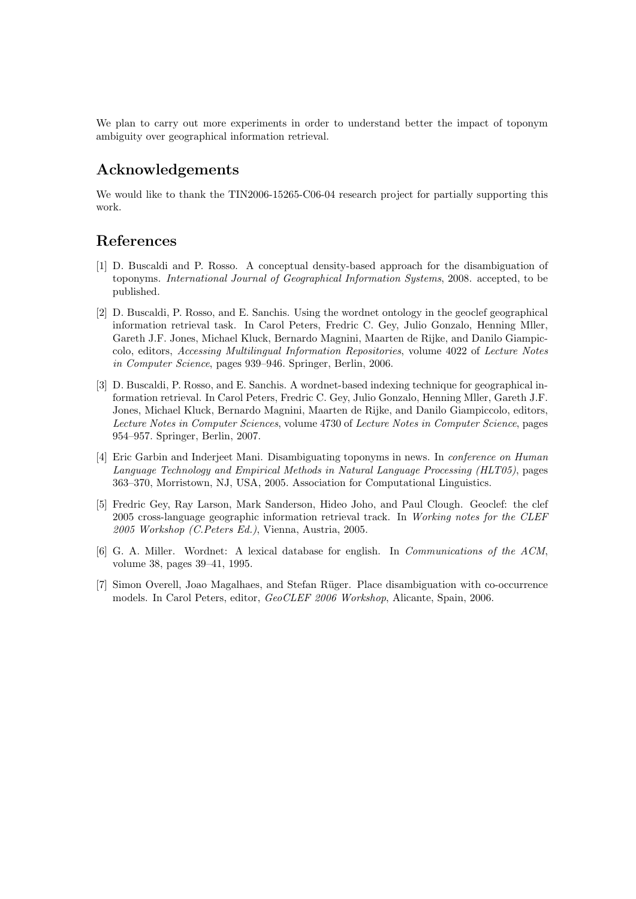We plan to carry out more experiments in order to understand better the impact of toponym ambiguity over geographical information retrieval.

## Acknowledgements

We would like to thank the TIN2006-15265-C06-04 research project for partially supporting this work.

## References

[1] D. Buscaldi and P. Rosso. A conceptual density-based approach for the disambiguation of toponyms. *International Journal of Geographical Information Systems*, 2008. accepted, to be published.

[2] D. Buscaldi, P. Rosso, and E. Sanchis. Using the wordnet ontology in the geoclef geographical information retrieval task. In Carol Peters, Fredric C. Gey, Julio Gonzalo, Henning Mller, Gareth J.F. Jones, Michael Kluck, Bernardo Magnini, Maarten de Rijke, and Danilo Giampiccolo, editors, *Accessing Multilingual Information Repositories*, volume 4022 of *Lecture Notes in Computer Science*, pages 939–946. Springer, Berlin, 2006.

[3] D. Buscaldi, P. Rosso, and E. Sanchis. A wordnet-based indexing technique for geographical information retrieval. In Carol Peters, Fredric C. Gey, Julio Gonzalo, Henning Mller, Gareth J.F. Jones, Michael Kluck, Bernardo Magnini, Maarten de Rijke, and Danilo Giampiccolo, editors, *Lecture Notes in Computer Sciences*, volume 4730 of *Lecture Notes in Computer Science*, pages 954–957. Springer, Berlin, 2007.

[4] Eric Garbin and Inderjeet Mani. Disambiguating toponyms in news. In *conference on Human Language Technology and Empirical Methods in Natural Language Processing (HLT05)*, pages 363–370, Morristown, NJ, USA, 2005. Association for Computational Linguistics.

[5] Fredric Gey, Ray Larson, Mark Sanderson, Hideo Joho, and Paul Clough. Geoclef: the clef 2005 cross-language geographic information retrieval track. In *Working notes for the CLEF 2005 Workshop (C.Peters Ed.)*, Vienna, Austria, 2005.

[6] G. A. Miller. Wordnet: A lexical database for english. In *Communications of the ACM*, volume 38, pages 39–41, 1995.

[7] Simon Overell, Joao Magalhaes, and Stefan Rüger. Place disambiguation with co-occurrence models. In Carol Peters, editor, *GeoCLEF 2006 Workshop*, Alicante, Spain, 2006.